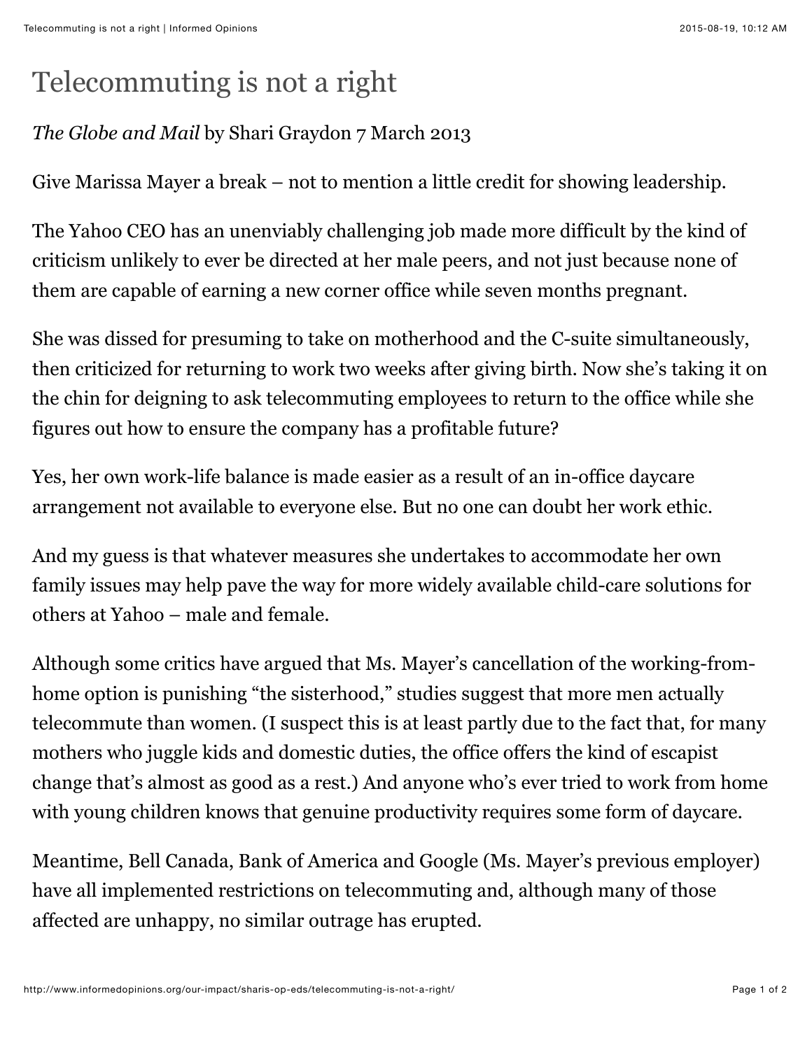# Telecommuting is not a right

*The Globe and Mail* by Shari Graydon 7 March 2013

Give Marissa Mayer a break – not to mention a little credit for showing leadership.

The Yahoo CEO has an unenviably challenging job made more difficult by the kind of criticism unlikely to ever be directed at her male peers, and not just because none of them are capable of earning a new corner office while seven months pregnant.

She was dissed for presuming to take on motherhood and the C-suite simultaneously, then criticized for returning to work two weeks after giving birth. Now she's taking it on the chin for deigning to ask telecommuting employees to return to the office while she figures out how to ensure the company has a profitable future?

Yes, her own work-life balance is made easier as a result of an in-office daycare arrangement not available to everyone else. But no one can doubt her work ethic.

And my guess is that whatever measures she undertakes to accommodate her own family issues may help pave the way for more widely available child-care solutions for others at Yahoo – male and female.

Although some critics have argued that Ms. Mayer's cancellation of the working-from-home option is punishing "the sisterhood," studies suggest that more men actually telecommute than women. (I suspect this is at least partly due to the fact that, for many mothers who juggle kids and domestic duties, the office offers the kind of escapist change that's almost as good as a rest.) And anyone who's ever tried to work from home with young children knows that genuine productivity requires some form of daycare.

Meantime, Bell Canada, Bank of America and Google (Ms. Mayer's previous employer) have all implemented restrictions on telecommuting and, although many of those affected are unhappy, no similar outrage has erupted.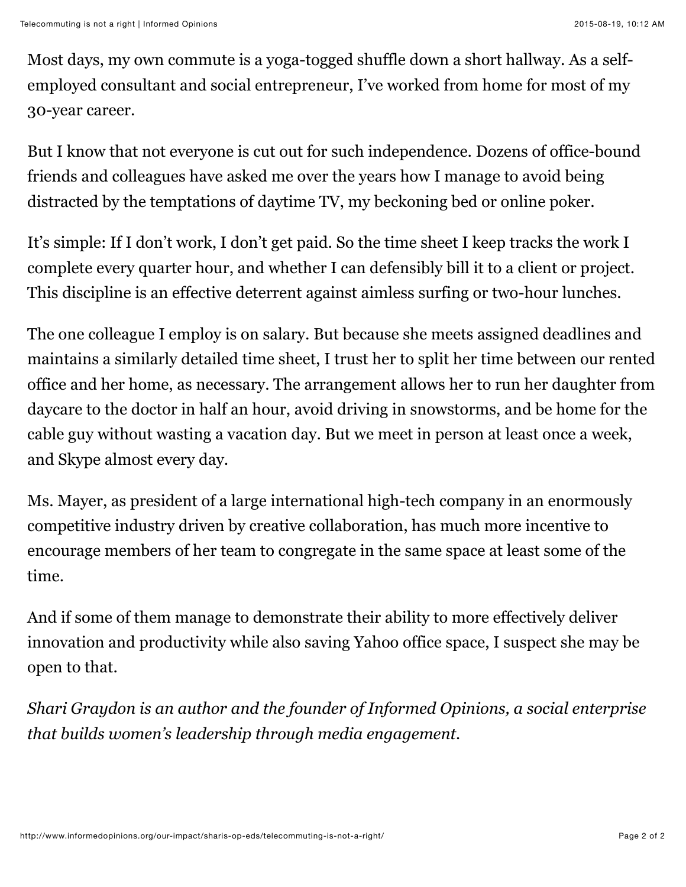Most days, my own commute is a yoga-togged shuffle down a short hallway. As a self-employed consultant and social entrepreneur, I've worked from home for most of my 30-year career.

But I know that not everyone is cut out for such independence. Dozens of office-bound friends and colleagues have asked me over the years how I manage to avoid being distracted by the temptations of daytime TV, my beckoning bed or online poker.

It's simple: If I don't work, I don't get paid. So the time sheet I keep tracks the work I complete every quarter hour, and whether I can defensibly bill it to a client or project. This discipline is an effective deterrent against aimless surfing or two-hour lunches.

The one colleague I employ is on salary. But because she meets assigned deadlines and maintains a similarly detailed time sheet, I trust her to split her time between our rented office and her home, as necessary. The arrangement allows her to run her daughter from daycare to the doctor in half an hour, avoid driving in snowstorms, and be home for the cable guy without wasting a vacation day. But we meet in person at least once a week, and Skype almost every day.

Ms. Mayer, as president of a large international high-tech company in an enormously competitive industry driven by creative collaboration, has much more incentive to encourage members of her team to congregate in the same space at least some of the time.

And if some of them manage to demonstrate their ability to more effectively deliver innovation and productivity while also saving Yahoo office space, I suspect she may be open to that.

*Shari Graydon is an author and the founder of Informed Opinions, a social enterprise that builds women's leadership through media engagement.*